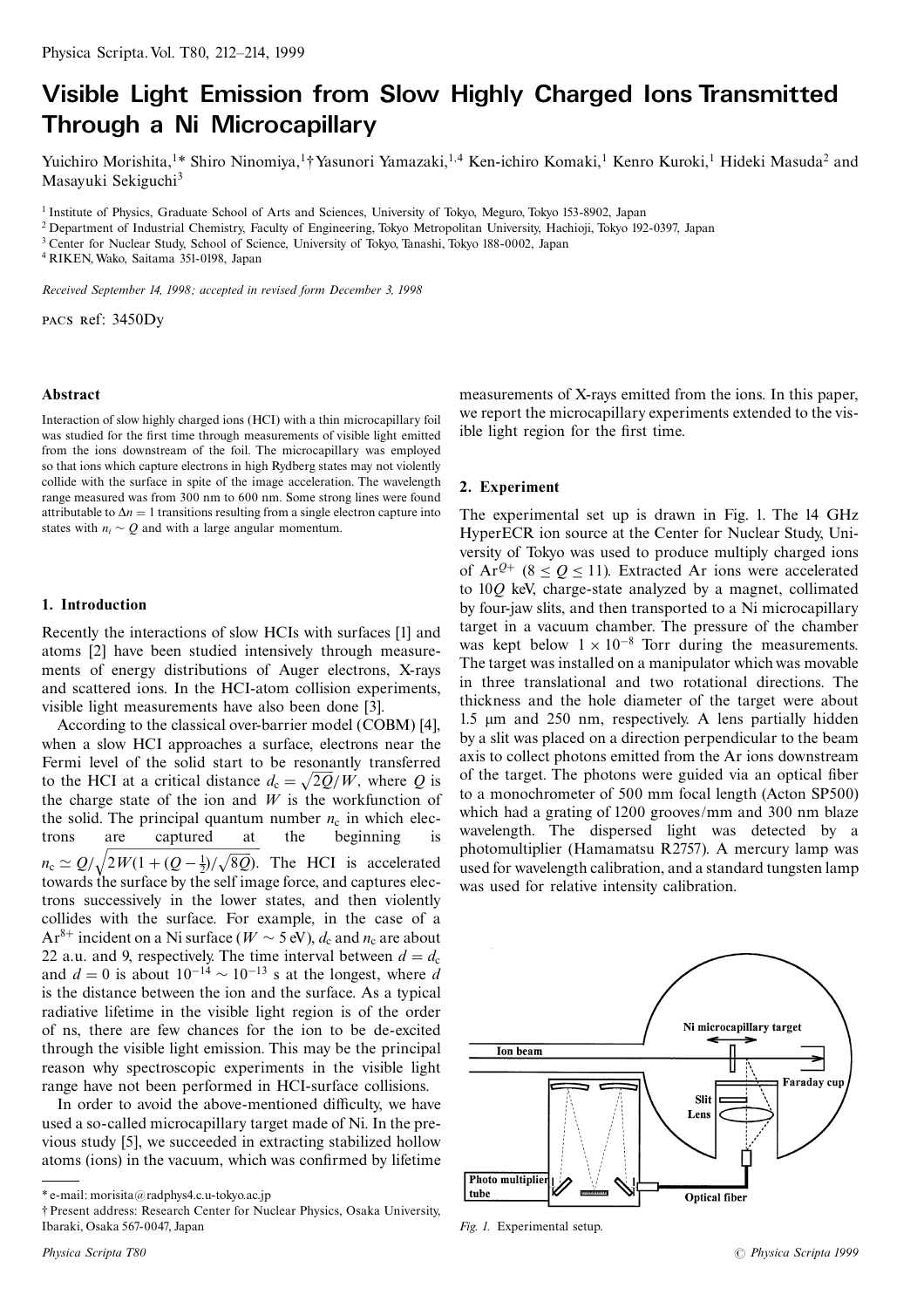# Visible Light Emission from Slow Highly Charged Ions Transmitted Through a Ni Microcapillary

Yuichiro Morishita,[1]* Shiro Ninomiya,[1]† Yasunori Yamazaki,[1,4] Ken-ichiro Komaki,[1] Kenro Kuroki,[1] Hideki Masuda[2] and Masayuki Sekiguchi[3]

[1] Institute of Physics, Graduate School of Arts and Sciences, University of Tokyo, Meguro, Tokyo 153-8902, Japan
[2] Department of Industrial Chemistry, Faculty of Engineering, Tokyo Metropolitan University, Hachioji, Tokyo 192-0397, Japan
[3] Center for Nuclear Study, School of Science, University of Tokyo, Tanashi, Tokyo 188-0002, Japan
[4] RIKEN, Wako, Saitama 351-0198, Japan

*Received September 14, 1998; accepted in revised form December 3, 1998*

PACS Ref: 3450Dy

### Abstract

Interaction of slow highly charged ions (HCI) with a thin microcapillary foil was studied for the first time through measurements of visible light emitted from the ions downstream of the foil. The microcapillary was employed so that ions which capture electrons in high Rydberg states may not violently collide with the surface in spite of the image acceleration. The wavelength range measured was from 300 nm to 600 nm. Some strong lines were found attributable to $\Delta n = 1$ transitions resulting from a single electron capture into states with $n_i \sim Q$ and with a large angular momentum.

## 1. Introduction

Recently the interactions of slow HCIs with surfaces [1] and atoms [2] have been studied intensively through measurements of energy distributions of Auger electrons, X-rays and scattered ions. In the HCI-atom collision experiments, visible light measurements have also been done [3].

According to the classical over-barrier model (COBM) [4], when a slow HCI approaches a surface, electrons near the Fermi level of the solid start to be resonantly transferred to the HCI at a critical distance $d_c = \sqrt{2Q}/W$, where $Q$ is the charge state of the ion and $W$ is the workfunction of the solid. The principal quantum number $n_c$ in which electrons are captured at the beginning is $n_c \simeq Q/\sqrt{2W(1+(Q-\frac{1}{2})/\sqrt{8Q})}$. The HCI is accelerated towards the surface by the self image force, and captures electrons successively in the lower states, and then violently collides with the surface. For example, in the case of a $Ar^{8+}$ incident on a Ni surface ($W \sim 5$ eV), $d_c$ and $n_c$ are about 22 a.u. and 9, respectively. The time interval between $d = d_c$ and $d = 0$ is about $10^{-14} \sim 10^{-13}$ s at the longest, where $d$ is the distance between the ion and the surface. As a typical radiative lifetime in the visible light region is of the order of ns, there are few chances for the ion to be de-excited through the visible light emission. This may be the principal reason why spectroscopic experiments in the visible light range have not been performed in HCI-surface collisions.

In order to avoid the above-mentioned difficulty, we have used a so-called microcapillary target made of Ni. In the previous study [5], we succeeded in extracting stabilized hollow atoms (ions) in the vacuum, which was confirmed by lifetime measurements of X-rays emitted from the ions. In this paper, we report the microcapillary experiments extended to the visible light region for the first time.

## 2. Experiment

The experimental set up is drawn in Fig. 1. The 14 GHz HyperECR ion source at the Center for Nuclear Study, University of Tokyo was used to produce multiply charged ions of $Ar^{Q+}$ ($8 \leq Q \leq 11$). Extracted Ar ions were accelerated to $10Q$ keV, charge-state analyzed by a magnet, collimated by four-jaw slits, and then transported to a Ni microcapillary target in a vacuum chamber. The pressure of the chamber was kept below $1 \times 10^{-8}$ Torr during the measurements. The target was installed on a manipulator which was movable in three translational and two rotational directions. The thickness and the hole diameter of the target were about 1.5 μm and 250 nm, respectively. A lens partially hidden by a slit was placed on a direction perpendicular to the beam axis to collect photons emitted from the Ar ions downstream of the target. The photons were guided via an optical fiber to a monochrometer of 500 mm focal length (Acton SP500) which had a grating of 1200 grooves/mm and 300 nm blaze wavelength. The dispersed light was detected by a photomultiplier (Hamamatsu R2757). A mercury lamp was used for wavelength calibration, and a standard tungsten lamp was used for relative intensity calibration.

*Fig. 1.* Experimental setup.

---

\* e-mail: morisita@radphys4.c.u-tokyo.ac.jp
† Present address: Research Center for Nuclear Physics, Osaka University, Ibaraki, Osaka 567-0047, Japan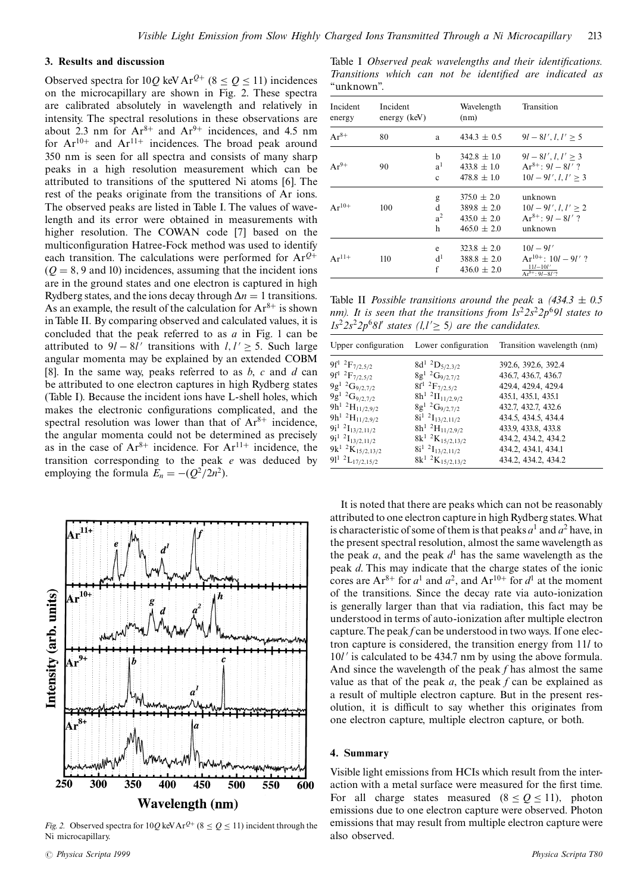## 3. Results and discussion

Observed spectra for $10Q$ keV $Ar^{Q+}$ ($8 \leq Q \leq 11$) incidences on the microcapillary are shown in Fig. 2. These spectra are calibrated absolutely in wavelength and relatively in intensity. The spectral resolutions in these observations are about 2.3 nm for $Ar^{8+}$ and $Ar^{9+}$ incidences, and 4.5 nm for $Ar^{10+}$ and $Ar^{11+}$ incidences. The broad peak around 350 nm is seen for all spectra and consists of many sharp peaks in a high resolution measurement which can be attributed to transitions of the sputtered Ni atoms [6]. The rest of the peaks originate from the transitions of Ar ions. The observed peaks are listed in Table I. The values of wavelength and its error were obtained in measurements with higher resolution. The COWAN code [7] based on the multiconfiguration Hatree-Fock method was used to identify each transition. The calculations were performed for $Ar^{Q+}$ ($Q = 8$, 9 and 10) incidences, assuming that the incident ions are in the ground states and one electron is captured in high Rydberg states, and the ions decay through $\Delta n = 1$ transitions. As an example, the result of the calculation for $Ar^{8+}$ is shown in Table II. By comparing observed and calculated values, it is concluded that the peak referred to as *a* in Fig. 1 can be attributed to $9l - 8l'$ transitions with $l, l' \geq 5$. Such large angular momenta may be explained by an extended COBM [8]. In the same way, peaks referred to as *b*, *c* and *d* can be attributed to one electron captures in high Rydberg states (Table I). Because the incident ions have L-shell holes, which makes the electronic configurations complicated, and the spectral resolution was lower than that of $Ar^{8+}$ incidence, the angular momenta could not be determined as precisely as in the case of $Ar^{8+}$ incidence. For $Ar^{11+}$ incidence, the transition corresponding to the peak *e* was deduced by employing the formula $E_n = -(Q^2/2n^2)$.

Fig. 2. Observed spectra for $10Q$ keV $Ar^{Q+}$ ($8 \leq Q \leq 11$) incident through the Ni microcapillary.

*Table I. Observed peak wavelengths and their identifications. Transitions which can not be identified are indicated as "unknown".*

| Incident energy | Incident energy (keV) | | Wavelength (nm) | Transition |
|---|---|---|---|---|
| $Ar^{8+}$ | 80 | a | $434.3 \pm 0.5$ | $9l - 8l', l, l' \geq 5$ |
| $Ar^{9+}$ | 90 | b | $342.8 \pm 1.0$ | $9l - 8l', l, l' \geq 3$ |
| | | $a^1$ | $433.8 \pm 1.0$ | $Ar^{8+}$: $9l - 8l'$ ? |
| | | c | $478.8 \pm 1.0$ | $10l - 9l', l, l' \geq 3$ |
| $Ar^{10+}$ | 100 | g | $375.0 \pm 2.0$ | unknown |
| | | d | $389.8 \pm 2.0$ | $10l - 9l', l, l' \geq 2$ |
| | | $a^2$ | $435.0 \pm 2.0$ | $Ar^{8+}$: $9l - 8l'$ ? |
| | | h | $465.0 \pm 2.0$ | unknown |
| $Ar^{11+}$ | 110 | e | $323.8 \pm 2.0$ | $10l - 9l'$ |
| | | $d^1$ | $388.8 \pm 2.0$ | $Ar^{10+}$: $10l - 9l'$ ? |
| | | f | $436.0 \pm 2.0$ | $\frac{11l - 10l'}{Ar^{8+}: 9l - 8l'?}$ |

*Table II. Possible transitions around the peak a (434.3 ± 0.5 nm). It is seen that the transitions from $1s^2 2s^2 2p^6 9l$ states to $1s^2 2s^2 2p^6 8l'$ states ($l, l' \geq 5$) are the candidates.*

| Upper configuration | Lower configuration | Transition wavelength (nm) |
|---|---|---|
| $9f^1\ {}^2F_{7/2,5/2}$ | $8d^1\ {}^2D_{5/2,3/2}$ | 392.6, 392.6, 392.4 |
| $9f^1\ {}^2F_{7/2,5/2}$ | $8g^1\ {}^2G_{9/2,7/2}$ | 436.7, 436.7, 436.7 |
| $9g^1\ {}^2G_{9/2,7/2}$ | $8f^1\ {}^2F_{7/2,5/2}$ | 429.4, 429.4, 429.4 |
| $9g^1\ {}^2G_{9/2,7/2}$ | $8h^1\ {}^2H_{11/2,9/2}$ | 435.1, 435.1, 435.1 |
| $9h^1\ {}^2H_{11/2,9/2}$ | $8g^1\ {}^2G_{9/2,7/2}$ | 432.7, 432.7, 432.6 |
| $9h^1\ {}^2H_{11/2,9/2}$ | $8i^1\ {}^2I_{13/2,11/2}$ | 434.5, 434.5, 434.4 |
| $9i^1\ {}^2I_{13/2,11/2}$ | $8h^1\ {}^2H_{11/2,9/2}$ | 433.9, 433.8, 433.8 |
| $9i^1\ {}^2I_{13/2,11/2}$ | $8k^1\ {}^2K_{15/2,13/2}$ | 434.2, 434.2, 434.2 |
| $9k^1\ {}^2K_{15/2,13/2}$ | $8i^1\ {}^2I_{13/2,11/2}$ | 434.2, 434.1, 434.1 |
| $9l^1\ {}^2L_{17/2,15/2}$ | $8k^1\ {}^2K_{15/2,13/2}$ | 434.2, 434.2, 434.2 |

It is noted that there are peaks which can not be reasonably attributed to one electron capture in high Rydberg states. What is characteristic of some of them is that peaks $a^1$ and $a^2$ have, in the present spectral resolution, almost the same wavelength as the peak *a*, and the peak $d^1$ has the same wavelength as the peak *d*. This may indicate that the charge states of the ionic cores are $Ar^{8+}$ for $a^1$ and $a^2$, and $Ar^{10+}$ for $d^1$ at the moment of the transitions. Since the decay rate via auto-ionization is generally larger than that via radiation, this fact may be understood in terms of auto-ionization after multiple electron capture. The peak *f* can be understood in two ways. If one electron capture is considered, the transition energy from $11l$ to $10l'$ is calculated to be 434.7 nm by using the above formula. And since the wavelength of the peak *f* has almost the same value as that of the peak *a*, the peak *f* can be explained as a result of multiple electron capture. But in the present resolution, it is difficult to say whether this originates from one electron capture, multiple electron capture, or both.

## 4. Summary

Visible light emissions from HCIs which result from the interaction with a metal surface were measured for the first time. For all charge states measured ($8 \leq Q \leq 11$), photon emissions due to one electron capture were observed. Photon emissions that may result from multiple electron capture were also observed.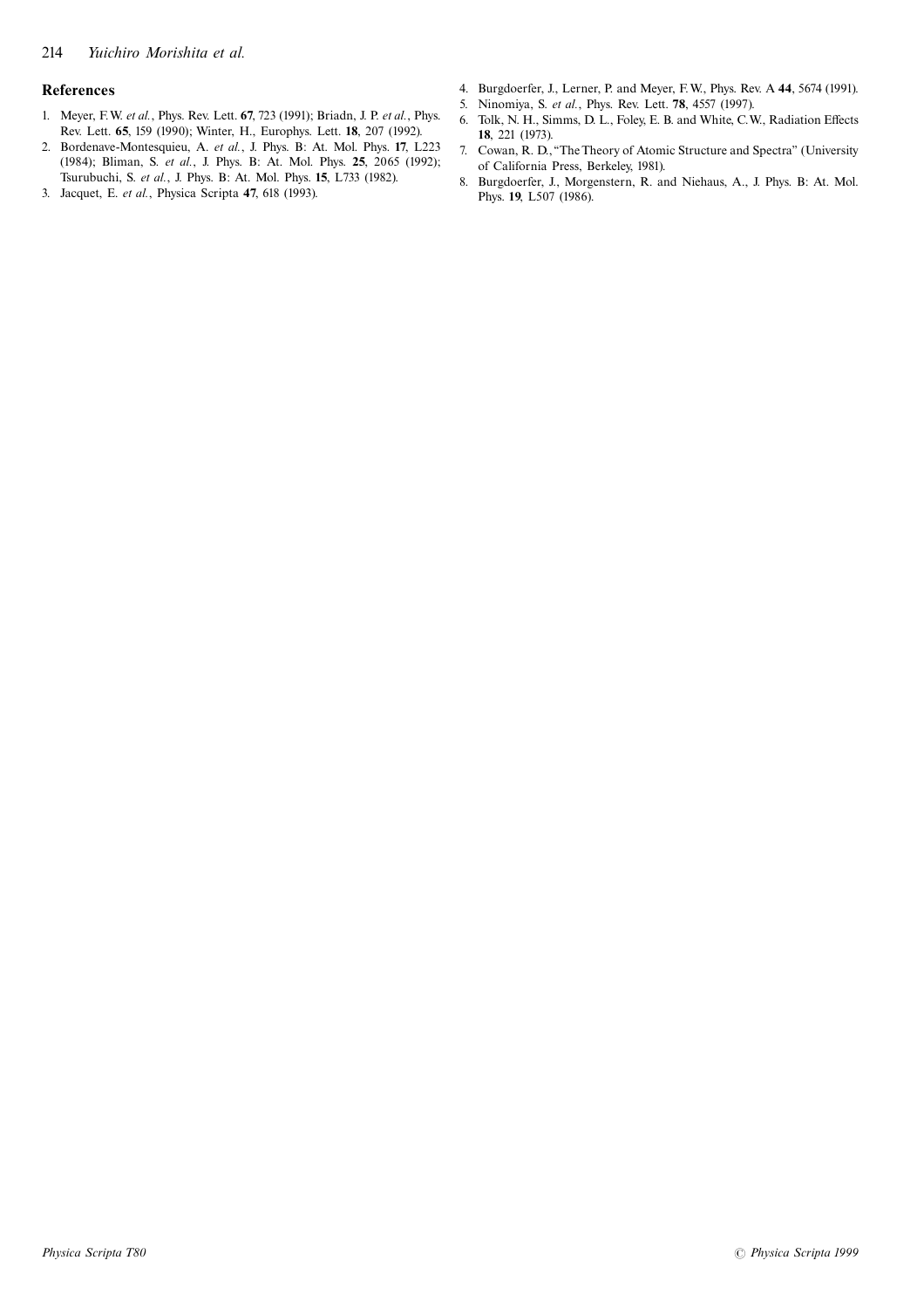## References

1. Meyer, F. W. *et al.*, Phys. Rev. Lett. **67**, 723 (1991); Briadn, J. P. *et al.*, Phys. Rev. Lett. **65**, 159 (1990); Winter, H., Europhys. Lett. **18**, 207 (1992).
2. Bordenave-Montesquieu, A. *et al.*, J. Phys. B: At. Mol. Phys. **17**, L223 (1984); Bliman, S. *et al.*, J. Phys. B: At. Mol. Phys. **25**, 2065 (1992); Tsurubuchi, S. *et al.*, J. Phys. B: At. Mol. Phys. **15**, L733 (1982).
3. Jacquet, E. *et al.*, Physica Scripta **47**, 618 (1993).
4. Burgdoerfer, J., Lerner, P. and Meyer, F. W., Phys. Rev. A **44**, 5674 (1991).
5. Ninomiya, S. *et al.*, Phys. Rev. Lett. **78**, 4557 (1997).
6. Tolk, N. H., Simms, D. L., Foley, E. B. and White, C. W., Radiation Effects **18**, 221 (1973).
7. Cowan, R. D., "The Theory of Atomic Structure and Spectra" (University of California Press, Berkeley, 1981).
8. Burgdoerfer, J., Morgenstern, R. and Niehaus, A., J. Phys. B: At. Mol. Phys. **19**, L507 (1986).